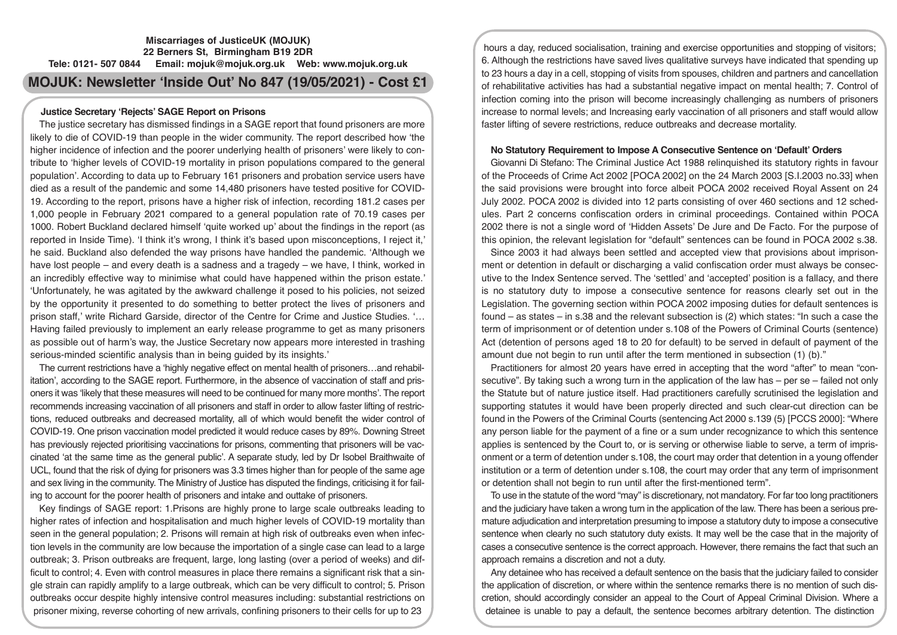**Miscarriages of JusticeUK (MOJUK)**
**22 Berners St, Birmingham B19 2DR**
**Tele: 0121- 507 0844 Email: mojuk@mojuk.org.uk Web: www.mojuk.org.uk**

# MOJUK: Newsletter 'Inside Out' No 847 (19/05/2021) - Cost £1

## Justice Secretary 'Rejects' SAGE Report on Prisons

The justice secretary has dismissed findings in a SAGE report that found prisoners are more likely to die of COVID-19 than people in the wider community. The report described how 'the higher incidence of infection and the poorer underlying health of prisoners' were likely to contribute to 'higher levels of COVID-19 mortality in prison populations compared to the general population'. According to data up to February 161 prisoners and probation service users have died as a result of the pandemic and some 14,480 prisoners have tested positive for COVID-19. According to the report, prisons have a higher risk of infection, recording 181.2 cases per 1,000 people in February 2021 compared to a general population rate of 70.19 cases per 1000. Robert Buckland declared himself 'quite worked up' about the findings in the report (as reported in Inside Time). 'I think it's wrong, I think it's based upon misconceptions, I reject it,' he said. Buckland also defended the way prisons have handled the pandemic. 'Although we have lost people – and every death is a sadness and a tragedy – we have, I think, worked in an incredibly effective way to minimise what could have happened within the prison estate.' 'Unfortunately, he was agitated by the awkward challenge it posed to his policies, not seized by the opportunity it presented to do something to better protect the lives of prisoners and prison staff,' write Richard Garside, director of the Centre for Crime and Justice Studies. '… Having failed previously to implement an early release programme to get as many prisoners as possible out of harm's way, the Justice Secretary now appears more interested in trashing serious-minded scientific analysis than in being guided by its insights.'

The current restrictions have a 'highly negative effect on mental health of prisoners…and rehabilitation', according to the SAGE report. Furthermore, in the absence of vaccination of staff and prisoners it was 'likely that these measures will need to be continued for many more months'. The report recommends increasing vaccination of all prisoners and staff in order to allow faster lifting of restrictions, reduced outbreaks and decreased mortality, all of which would benefit the wider control of COVID-19. One prison vaccination model predicted it would reduce cases by 89%. Downing Street has previously rejected prioritising vaccinations for prisons, commenting that prisoners will be vaccinated 'at the same time as the general public'. A separate study, led by Dr Isobel Braithwaite of UCL, found that the risk of dying for prisoners was 3.3 times higher than for people of the same age and sex living in the community. The Ministry of Justice has disputed the findings, criticising it for failing to account for the poorer health of prisoners and intake and outtake of prisoners.

Key findings of SAGE report: 1.Prisons are highly prone to large scale outbreaks leading to higher rates of infection and hospitalisation and much higher levels of COVID-19 mortality than seen in the general population; 2. Prisons will remain at high risk of outbreaks even when infection levels in the community are low because the importation of a single case can lead to a large outbreak; 3. Prison outbreaks are frequent, large, long lasting (over a period of weeks) and difficult to control; 4. Even with control measures in place there remains a significant risk that a single strain can rapidly amplify to a large outbreak, which can be very difficult to control; 5. Prison outbreaks occur despite highly intensive control measures including: substantial restrictions on prisoner mixing, reverse cohorting of new arrivals, confining prisoners to their cells for up to 23 hours a day, reduced socialisation, training and exercise opportunities and stopping of visitors; 6. Although the restrictions have saved lives qualitative surveys have indicated that spending up to 23 hours a day in a cell, stopping of visits from spouses, children and partners and cancellation of rehabilitative activities has had a substantial negative impact on mental health; 7. Control of infection coming into the prison will become increasingly challenging as numbers of prisoners increase to normal levels; and Increasing early vaccination of all prisoners and staff would allow faster lifting of severe restrictions, reduce outbreaks and decrease mortality.

## No Statutory Requirement to Impose A Consecutive Sentence on 'Default' Orders

Giovanni Di Stefano: The Criminal Justice Act 1988 relinquished its statutory rights in favour of the Proceeds of Crime Act 2002 [POCA 2002] on the 24 March 2003 [S.I.2003 no.33] when the said provisions were brought into force albeit POCA 2002 received Royal Assent on 24 July 2002. POCA 2002 is divided into 12 parts consisting of over 460 sections and 12 schedules. Part 2 concerns confiscation orders in criminal proceedings. Contained within POCA 2002 there is not a single word of 'Hidden Assets' De Jure and De Facto. For the purpose of this opinion, the relevant legislation for "default" sentences can be found in POCA 2002 s.38.

Since 2003 it had always been settled and accepted view that provisions about imprisonment or detention in default or discharging a valid confiscation order must always be consecutive to the Index Sentence served. The 'settled' and 'accepted' position is a fallacy, and there is no statutory duty to impose a consecutive sentence for reasons clearly set out in the Legislation. The governing section within POCA 2002 imposing duties for default sentences is found – as states – in s.38 and the relevant subsection is (2) which states: "In such a case the term of imprisonment or of detention under s.108 of the Powers of Criminal Courts (sentence) Act (detention of persons aged 18 to 20 for default) to be served in default of payment of the amount due not begin to run until after the term mentioned in subsection (1) (b)."

Practitioners for almost 20 years have erred in accepting that the word "after" to mean "consecutive". By taking such a wrong turn in the application of the law has – per se – failed not only the Statute but of nature justice itself. Had practitioners carefully scrutinised the legislation and supporting statutes it would have been properly directed and such clear-cut direction can be found in the Powers of the Criminal Courts (sentencing Act 2000 s.139 (5) [PCCS 2000]: "Where any person liable for the payment of a fine or a sum under recognizance to which this sentence applies is sentenced by the Court to, or is serving or otherwise liable to serve, a term of imprisonment or a term of detention under s.108, the court may order that detention in a young offender institution or a term of detention under s.108, the court may order that any term of imprisonment or detention shall not begin to run until after the first-mentioned term".

To use in the statute of the word "may" is discretionary, not mandatory. For far too long practitioners and the judiciary have taken a wrong turn in the application of the law. There has been a serious premature adjudication and interpretation presuming to impose a statutory duty to impose a consecutive sentence when clearly no such statutory duty exists. It may well be the case that in the majority of cases a consecutive sentence is the correct approach. However, there remains the fact that such an approach remains a discretion and not a duty.

Any detainee who has received a default sentence on the basis that the judiciary failed to consider the application of discretion, or where within the sentence remarks there is no mention of such discretion, should accordingly consider an appeal to the Court of Appeal Criminal Division. Where a detainee is unable to pay a default, the sentence becomes arbitrary detention. The distinction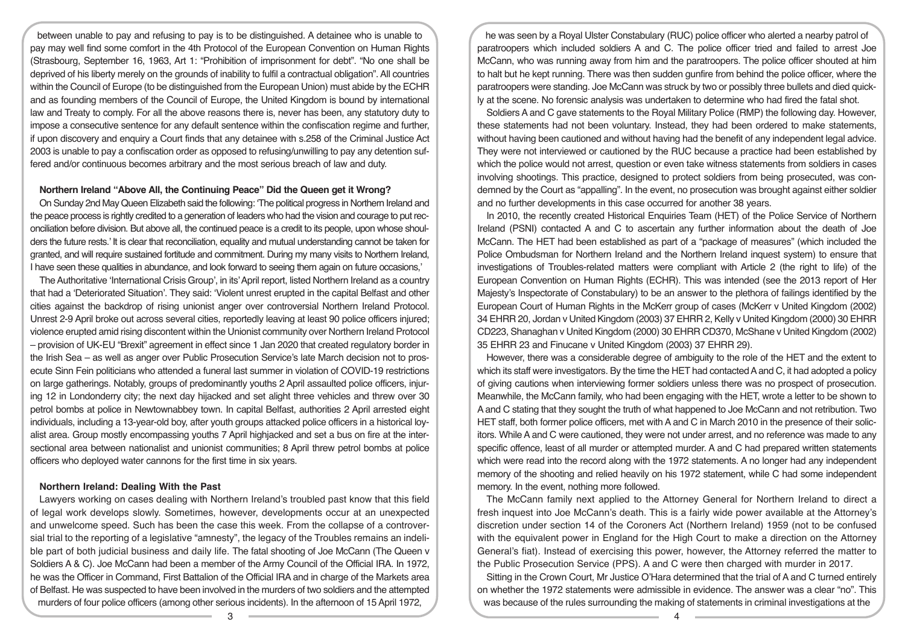between unable to pay and refusing to pay is to be distinguished. A detainee who is unable to pay may well find some comfort in the 4th Protocol of the European Convention on Human Rights (Strasbourg, September 16, 1963, Art 1: "Prohibition of imprisonment for debt". "No one shall be deprived of his liberty merely on the grounds of inability to fulfil a contractual obligation". All countries within the Council of Europe (to be distinguished from the European Union) must abide by the ECHR and as founding members of the Council of Europe, the United Kingdom is bound by international law and Treaty to comply. For all the above reasons there is, never has been, any statutory duty to impose a consecutive sentence for any default sentence within the confiscation regime and further, if upon discovery and enquiry a Court finds that any detainee with s.258 of the Criminal Justice Act 2003 is unable to pay a confiscation order as opposed to refusing/unwilling to pay any detention suffered and/or continuous becomes arbitrary and the most serious breach of law and duty.

## Northern Ireland "Above All, the Continuing Peace" Did the Queen get it Wrong?

On Sunday 2nd May Queen Elizabeth said the following: 'The political progress in Northern Ireland and the peace process is rightly credited to a generation of leaders who had the vision and courage to put reconciliation before division. But above all, the continued peace is a credit to its people, upon whose shoulders the future rests.' It is clear that reconciliation, equality and mutual understanding cannot be taken for granted, and will require sustained fortitude and commitment. During my many visits to Northern Ireland, I have seen these qualities in abundance, and look forward to seeing them again on future occasions,'

The Authoritative 'International Crisis Group', in its' April report, listed Northern Ireland as a country that had a 'Deteriorated Situation'. They said: 'Violent unrest erupted in the capital Belfast and other cities against the backdrop of rising unionist anger over controversial Northern Ireland Protocol. Unrest 2-9 April broke out across several cities, reportedly leaving at least 90 police officers injured; violence erupted amid rising discontent within the Unionist community over Northern Ireland Protocol – provision of UK-EU "Brexit" agreement in effect since 1 Jan 2020 that created regulatory border in the Irish Sea – as well as anger over Public Prosecution Service's late March decision not to prosecute Sinn Fein politicians who attended a funeral last summer in violation of COVID-19 restrictions on large gatherings. Notably, groups of predominantly youths 2 April assaulted police officers, injuring 12 in Londonderry city; the next day hijacked and set alight three vehicles and threw over 30 petrol bombs at police in Newtownabbey town. In capital Belfast, authorities 2 April arrested eight individuals, including a 13-year-old boy, after youth groups attacked police officers in a historical loyalist area. Group mostly encompassing youths 7 April highjacked and set a bus on fire at the intersectional area between nationalist and unionist communities; 8 April threw petrol bombs at police officers who deployed water cannons for the first time in six years.

## Northern Ireland: Dealing With the Past

Lawyers working on cases dealing with Northern Ireland's troubled past know that this field of legal work develops slowly. Sometimes, however, developments occur at an unexpected and unwelcome speed. Such has been the case this week. From the collapse of a controversial trial to the reporting of a legislative "amnesty", the legacy of the Troubles remains an indelible part of both judicial business and daily life. The fatal shooting of Joe McCann (The Queen v Soldiers A & C). Joe McCann had been a member of the Army Council of the Official IRA. In 1972, he was the Officer in Command, First Battalion of the Official IRA and in charge of the Markets area of Belfast. He was suspected to have been involved in the murders of two soldiers and the attempted murders of four police officers (among other serious incidents). In the afternoon of 15 April 1972, he was seen by a Royal Ulster Constabulary (RUC) police officer who alerted a nearby patrol of paratroopers which included soldiers A and C. The police officer tried and failed to arrest Joe McCann, who was running away from him and the paratroopers. The police officer shouted at him to halt but he kept running. There was then sudden gunfire from behind the police officer, where the paratroopers were standing. Joe McCann was struck by two or possibly three bullets and died quickly at the scene. No forensic analysis was undertaken to determine who had fired the fatal shot.

Soldiers A and C gave statements to the Royal Military Police (RMP) the following day. However, these statements had not been voluntary. Instead, they had been ordered to make statements, without having been cautioned and without having had the benefit of any independent legal advice. They were not interviewed or cautioned by the RUC because a practice had been established by which the police would not arrest, question or even take witness statements from soldiers in cases involving shootings. This practice, designed to protect soldiers from being prosecuted, was condemned by the Court as "appalling". In the event, no prosecution was brought against either soldier and no further developments in this case occurred for another 38 years.

In 2010, the recently created Historical Enquiries Team (HET) of the Police Service of Northern Ireland (PSNI) contacted A and C to ascertain any further information about the death of Joe McCann. The HET had been established as part of a "package of measures" (which included the Police Ombudsman for Northern Ireland and the Northern Ireland inquest system) to ensure that investigations of Troubles-related matters were compliant with Article 2 (the right to life) of the European Convention on Human Rights (ECHR). This was intended (see the 2013 report of Her Majesty's Inspectorate of Constabulary) to be an answer to the plethora of failings identified by the European Court of Human Rights in the McKerr group of cases (McKerr v United Kingdom (2002) 34 EHRR 20, Jordan v United Kingdom (2003) 37 EHRR 2, Kelly v United Kingdom (2000) 30 EHRR CD223, Shanaghan v United Kingdom (2000) 30 EHRR CD370, McShane v United Kingdom (2002) 35 EHRR 23 and Finucane v United Kingdom (2003) 37 EHRR 29).

However, there was a considerable degree of ambiguity to the role of the HET and the extent to which its staff were investigators. By the time the HET had contacted A and C, it had adopted a policy of giving cautions when interviewing former soldiers unless there was no prospect of prosecution. Meanwhile, the McCann family, who had been engaging with the HET, wrote a letter to be shown to A and C stating that they sought the truth of what happened to Joe McCann and not retribution. Two HET staff, both former police officers, met with A and C in March 2010 in the presence of their solicitors. While A and C were cautioned, they were not under arrest, and no reference was made to any specific offence, least of all murder or attempted murder. A and C had prepared written statements which were read into the record along with the 1972 statements. A no longer had any independent memory of the shooting and relied heavily on his 1972 statement, while C had some independent memory. In the event, nothing more followed.

The McCann family next applied to the Attorney General for Northern Ireland to direct a fresh inquest into Joe McCann's death. This is a fairly wide power available at the Attorney's discretion under section 14 of the Coroners Act (Northern Ireland) 1959 (not to be confused with the equivalent power in England for the High Court to make a direction on the Attorney General's fiat). Instead of exercising this power, however, the Attorney referred the matter to the Public Prosecution Service (PPS). A and C were then charged with murder in 2017.

Sitting in the Crown Court, Mr Justice O'Hara determined that the trial of A and C turned entirely on whether the 1972 statements were admissible in evidence. The answer was a clear "no". This was because of the rules surrounding the making of statements in criminal investigations at the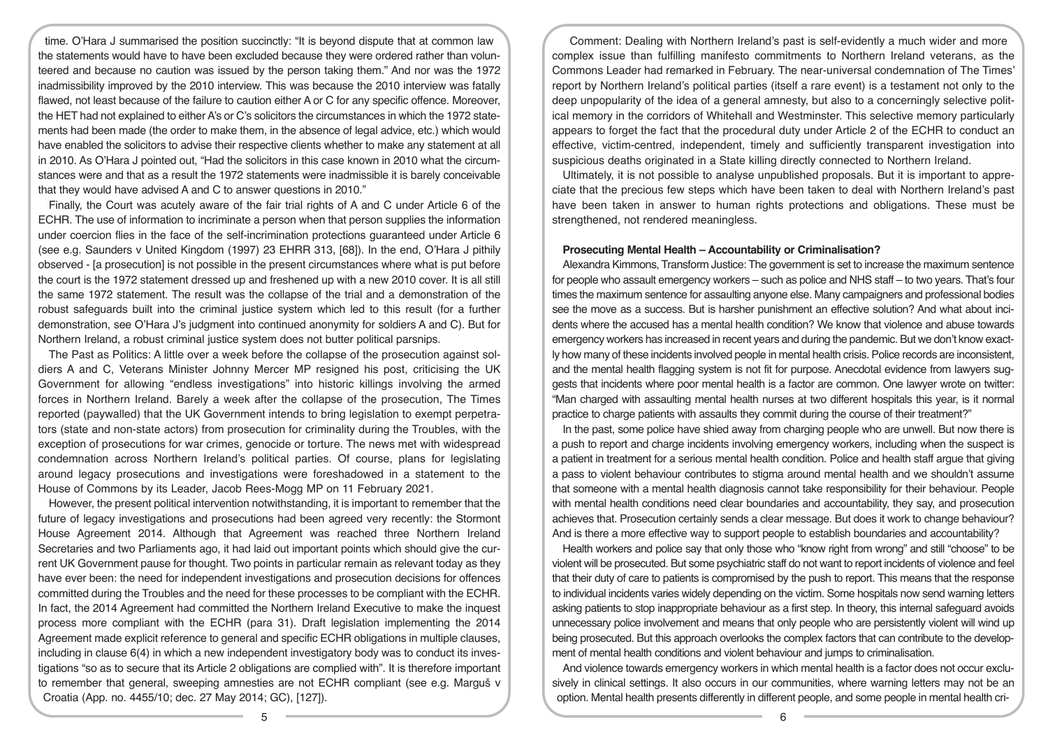time. O'Hara J summarised the position succinctly: "It is beyond dispute that at common law the statements would have to have been excluded because they were ordered rather than volunteered and because no caution was issued by the person taking them." And nor was the 1972 inadmissibility improved by the 2010 interview. This was because the 2010 interview was fatally flawed, not least because of the failure to caution either A or C for any specific offence. Moreover, the HET had not explained to either A's or C's solicitors the circumstances in which the 1972 statements had been made (the order to make them, in the absence of legal advice, etc.) which would have enabled the solicitors to advise their respective clients whether to make any statement at all in 2010. As O'Hara J pointed out, "Had the solicitors in this case known in 2010 what the circumstances were and that as a result the 1972 statements were inadmissible it is barely conceivable that they would have advised A and C to answer questions in 2010."

Finally, the Court was acutely aware of the fair trial rights of A and C under Article 6 of the ECHR. The use of information to incriminate a person when that person supplies the information under coercion flies in the face of the self-incrimination protections guaranteed under Article 6 (see e.g. Saunders v United Kingdom (1997) 23 EHRR 313, [68]). In the end, O'Hara J pithily observed - [a prosecution] is not possible in the present circumstances where what is put before the court is the 1972 statement dressed up and freshened up with a new 2010 cover. It is all still the same 1972 statement. The result was the collapse of the trial and a demonstration of the robust safeguards built into the criminal justice system which led to this result (for a further demonstration, see O'Hara J's judgment into continued anonymity for soldiers A and C). But for Northern Ireland, a robust criminal justice system does not butter political parsnips.

The Past as Politics: A little over a week before the collapse of the prosecution against soldiers A and C, Veterans Minister Johnny Mercer MP resigned his post, criticising the UK Government for allowing "endless investigations" into historic killings involving the armed forces in Northern Ireland. Barely a week after the collapse of the prosecution, The Times reported (paywalled) that the UK Government intends to bring legislation to exempt perpetrators (state and non-state actors) from prosecution for criminality during the Troubles, with the exception of prosecutions for war crimes, genocide or torture. The news met with widespread condemnation across Northern Ireland's political parties. Of course, plans for legislating around legacy prosecutions and investigations were foreshadowed in a statement to the House of Commons by its Leader, Jacob Rees-Mogg MP on 11 February 2021.

However, the present political intervention notwithstanding, it is important to remember that the future of legacy investigations and prosecutions had been agreed very recently: the Stormont House Agreement 2014. Although that Agreement was reached three Northern Ireland Secretaries and two Parliaments ago, it had laid out important points which should give the current UK Government pause for thought. Two points in particular remain as relevant today as they have ever been: the need for independent investigations and prosecution decisions for offences committed during the Troubles and the need for these processes to be compliant with the ECHR. In fact, the 2014 Agreement had committed the Northern Ireland Executive to make the inquest process more compliant with the ECHR (para 31). Draft legislation implementing the 2014 Agreement made explicit reference to general and specific ECHR obligations in multiple clauses, including in clause 6(4) in which a new independent investigatory body was to conduct its investigations "so as to secure that its Article 2 obligations are complied with". It is therefore important to remember that general, sweeping amnesties are not ECHR compliant (see e.g. Marguš v Croatia (App. no. 4455/10; dec. 27 May 2014; GC), [127]).

Comment: Dealing with Northern Ireland's past is self-evidently a much wider and more complex issue than fulfilling manifesto commitments to Northern Ireland veterans, as the Commons Leader had remarked in February. The near-universal condemnation of The Times' report by Northern Ireland's political parties (itself a rare event) is a testament not only to the deep unpopularity of the idea of a general amnesty, but also to a concerningly selective political memory in the corridors of Whitehall and Westminster. This selective memory particularly appears to forget the fact that the procedural duty under Article 2 of the ECHR to conduct an effective, victim-centred, independent, timely and sufficiently transparent investigation into suspicious deaths originated in a State killing directly connected to Northern Ireland.

Ultimately, it is not possible to analyse unpublished proposals. But it is important to appreciate that the precious few steps which have been taken to deal with Northern Ireland's past have been taken in answer to human rights protections and obligations. These must be strengthened, not rendered meaningless.

### Prosecuting Mental Health – Accountability or Criminalisation?

Alexandra Kimmons, Transform Justice: The government is set to increase the maximum sentence for people who assault emergency workers – such as police and NHS staff – to two years. That's four times the maximum sentence for assaulting anyone else. Many campaigners and professional bodies see the move as a success. But is harsher punishment an effective solution? And what about incidents where the accused has a mental health condition? We know that violence and abuse towards emergency workers has increased in recent years and during the pandemic. But we don't know exactly how many of these incidents involved people in mental health crisis. Police records are inconsistent, and the mental health flagging system is not fit for purpose. Anecdotal evidence from lawyers suggests that incidents where poor mental health is a factor are common. One lawyer wrote on twitter: "Man charged with assaulting mental health nurses at two different hospitals this year, is it normal practice to charge patients with assaults they commit during the course of their treatment?"

In the past, some police have shied away from charging people who are unwell. But now there is a push to report and charge incidents involving emergency workers, including when the suspect is a patient in treatment for a serious mental health condition. Police and health staff argue that giving a pass to violent behaviour contributes to stigma around mental health and we shouldn't assume that someone with a mental health diagnosis cannot take responsibility for their behaviour. People with mental health conditions need clear boundaries and accountability, they say, and prosecution achieves that. Prosecution certainly sends a clear message. But does it work to change behaviour? And is there a more effective way to support people to establish boundaries and accountability?

Health workers and police say that only those who "know right from wrong" and still "choose" to be violent will be prosecuted. But some psychiatric staff do not want to report incidents of violence and feel that their duty of care to patients is compromised by the push to report. This means that the response to individual incidents varies widely depending on the victim. Some hospitals now send warning letters asking patients to stop inappropriate behaviour as a first step. In theory, this internal safeguard avoids unnecessary police involvement and means that only people who are persistently violent will wind up being prosecuted. But this approach overlooks the complex factors that can contribute to the development of mental health conditions and violent behaviour and jumps to criminalisation.

And violence towards emergency workers in which mental health is a factor does not occur exclusively in clinical settings. It also occurs in our communities, where warning letters may not be an option. Mental health presents differently in different people, and some people in mental health cri-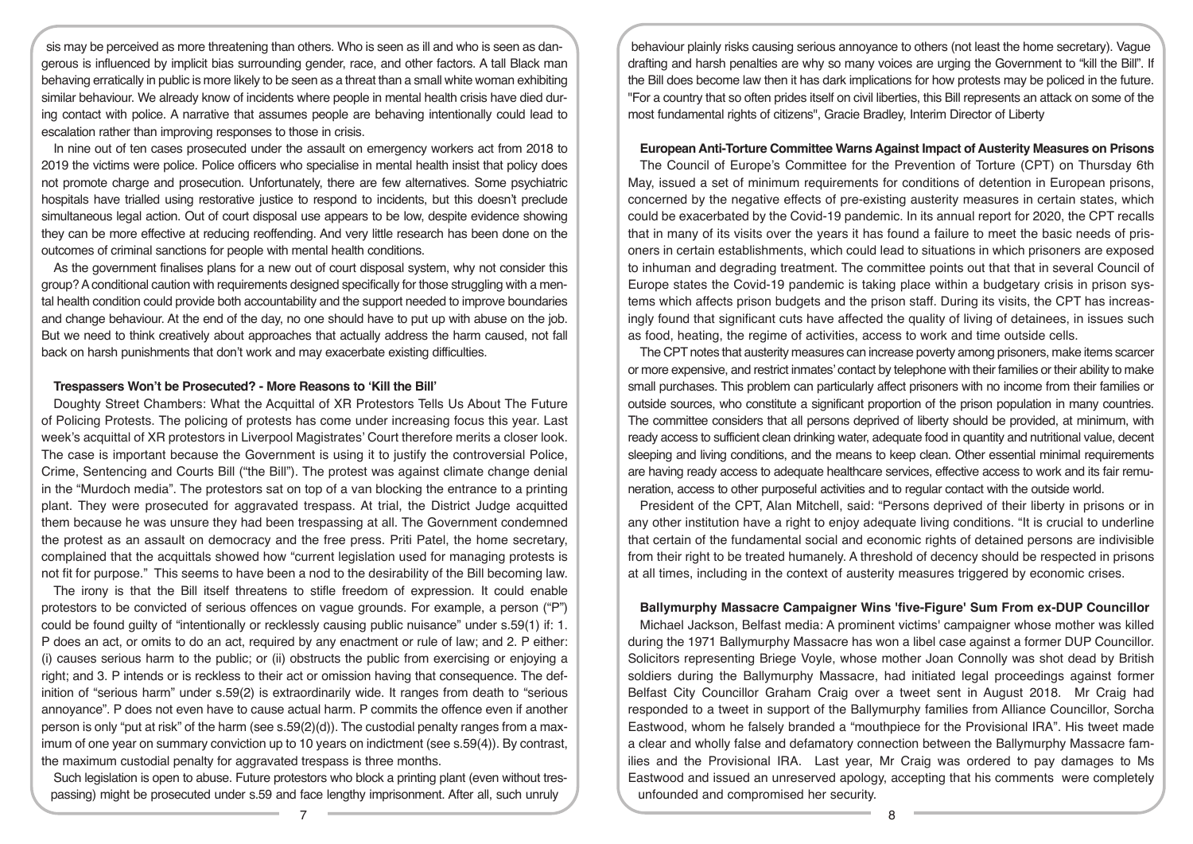sis may be perceived as more threatening than others. Who is seen as ill and who is seen as dangerous is influenced by implicit bias surrounding gender, race, and other factors. A tall Black man behaving erratically in public is more likely to be seen as a threat than a small white woman exhibiting similar behaviour. We already know of incidents where people in mental health crisis have died during contact with police. A narrative that assumes people are behaving intentionally could lead to escalation rather than improving responses to those in crisis.

In nine out of ten cases prosecuted under the assault on emergency workers act from 2018 to 2019 the victims were police. Police officers who specialise in mental health insist that policy does not promote charge and prosecution. Unfortunately, there are few alternatives. Some psychiatric hospitals have trialled using restorative justice to respond to incidents, but this doesn't preclude simultaneous legal action. Out of court disposal use appears to be low, despite evidence showing they can be more effective at reducing reoffending. And very little research has been done on the outcomes of criminal sanctions for people with mental health conditions.

As the government finalises plans for a new out of court disposal system, why not consider this group? A conditional caution with requirements designed specifically for those struggling with a mental health condition could provide both accountability and the support needed to improve boundaries and change behaviour. At the end of the day, no one should have to put up with abuse on the job. But we need to think creatively about approaches that actually address the harm caused, not fall back on harsh punishments that don't work and may exacerbate existing difficulties.

**Trespassers Won't be Prosecuted? - More Reasons to 'Kill the Bill'**

Doughty Street Chambers: What the Acquittal of XR Protestors Tells Us About The Future of Policing Protests. The policing of protests has come under increasing focus this year. Last week's acquittal of XR protestors in Liverpool Magistrates' Court therefore merits a closer look. The case is important because the Government is using it to justify the controversial Police, Crime, Sentencing and Courts Bill ("the Bill"). The protest was against climate change denial in the "Murdoch media". The protestors sat on top of a van blocking the entrance to a printing plant. They were prosecuted for aggravated trespass. At trial, the District Judge acquitted them because he was unsure they had been trespassing at all. The Government condemned the protest as an assault on democracy and the free press. Priti Patel, the home secretary, complained that the acquittals showed how "current legislation used for managing protests is not fit for purpose." This seems to have been a nod to the desirability of the Bill becoming law.

The irony is that the Bill itself threatens to stifle freedom of expression. It could enable protestors to be convicted of serious offences on vague grounds. For example, a person ("P") could be found guilty of "intentionally or recklessly causing public nuisance" under s.59(1) if: 1. P does an act, or omits to do an act, required by any enactment or rule of law; and 2. P either: (i) causes serious harm to the public; or (ii) obstructs the public from exercising or enjoying a right; and 3. P intends or is reckless to their act or omission having that consequence. The definition of "serious harm" under s.59(2) is extraordinarily wide. It ranges from death to "serious annoyance". P does not even have to cause actual harm. P commits the offence even if another person is only "put at risk" of the harm (see s.59(2)(d)). The custodial penalty ranges from a maximum of one year on summary conviction up to 10 years on indictment (see s.59(4)). By contrast, the maximum custodial penalty for aggravated trespass is three months.

Such legislation is open to abuse. Future protestors who block a printing plant (even without trespassing) might be prosecuted under s.59 and face lengthy imprisonment. After all, such unruly behaviour plainly risks causing serious annoyance to others (not least the home secretary). Vague drafting and harsh penalties are why so many voices are urging the Government to "kill the Bill". If the Bill does become law then it has dark implications for how protests may be policed in the future. "For a country that so often prides itself on civil liberties, this Bill represents an attack on some of the most fundamental rights of citizens", Gracie Bradley, Interim Director of Liberty

**European Anti-Torture Committee Warns Against Impact of Austerity Measures on Prisons**

The Council of Europe's Committee for the Prevention of Torture (CPT) on Thursday 6th May, issued a set of minimum requirements for conditions of detention in European prisons, concerned by the negative effects of pre-existing austerity measures in certain states, which could be exacerbated by the Covid-19 pandemic. In its annual report for 2020, the CPT recalls that in many of its visits over the years it has found a failure to meet the basic needs of prisoners in certain establishments, which could lead to situations in which prisoners are exposed to inhuman and degrading treatment. The committee points out that that in several Council of Europe states the Covid-19 pandemic is taking place within a budgetary crisis in prison systems which affects prison budgets and the prison staff. During its visits, the CPT has increasingly found that significant cuts have affected the quality of living of detainees, in issues such as food, heating, the regime of activities, access to work and time outside cells.

The CPT notes that austerity measures can increase poverty among prisoners, make items scarcer or more expensive, and restrict inmates' contact by telephone with their families or their ability to make small purchases. This problem can particularly affect prisoners with no income from their families or outside sources, who constitute a significant proportion of the prison population in many countries. The committee considers that all persons deprived of liberty should be provided, at minimum, with ready access to sufficient clean drinking water, adequate food in quantity and nutritional value, decent sleeping and living conditions, and the means to keep clean. Other essential minimal requirements are having ready access to adequate healthcare services, effective access to work and its fair remuneration, access to other purposeful activities and to regular contact with the outside world.

President of the CPT, Alan Mitchell, said: "Persons deprived of their liberty in prisons or in any other institution have a right to enjoy adequate living conditions. "It is crucial to underline that certain of the fundamental social and economic rights of detained persons are indivisible from their right to be treated humanely. A threshold of decency should be respected in prisons at all times, including in the context of austerity measures triggered by economic crises.

**Ballymurphy Massacre Campaigner Wins 'five-Figure' Sum From ex-DUP Councillor**

Michael Jackson, Belfast media: A prominent victims' campaigner whose mother was killed during the 1971 Ballymurphy Massacre has won a libel case against a former DUP Councillor. Solicitors representing Briege Voyle, whose mother Joan Connolly was shot dead by British soldiers during the Ballymurphy Massacre, had initiated legal proceedings against former Belfast City Councillor Graham Craig over a tweet sent in August 2018. Mr Craig had responded to a tweet in support of the Ballymurphy families from Alliance Councillor, Sorcha Eastwood, whom he falsely branded a "mouthpiece for the Provisional IRA". His tweet made a clear and wholly false and defamatory connection between the Ballymurphy Massacre families and the Provisional IRA. Last year, Mr Craig was ordered to pay damages to Ms Eastwood and issued an unreserved apology, accepting that his comments were completely unfounded and compromised her security.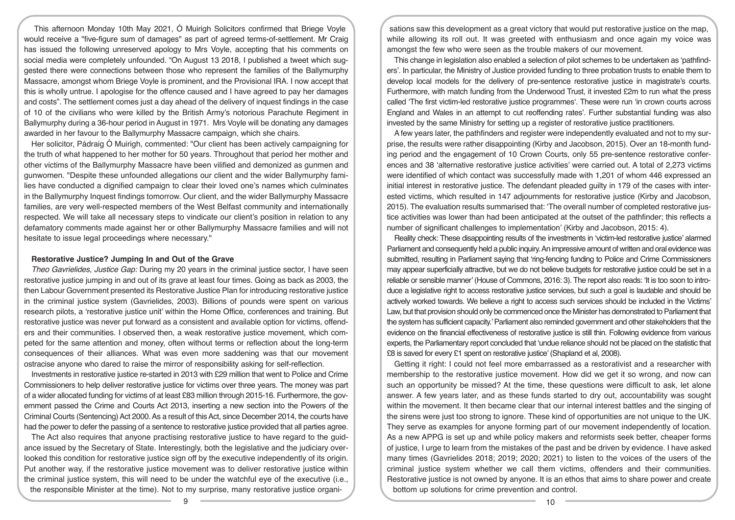This afternoon Monday 10th May 2021, Ó Muirigh Solicitors confirmed that Briege Voyle would receive a "five-figure sum of damages" as part of agreed terms-of-settlement. Mr Craig has issued the following unreserved apology to Mrs Voyle, accepting that his comments on social media were completely unfounded. "On August 13 2018, I published a tweet which suggested there were connections between those who represent the families of the Ballymurphy Massacre, amongst whom Briege Voyle is prominent, and the Provisional IRA. I now accept that this is wholly untrue. I apologise for the offence caused and I have agreed to pay her damages and costs". The settlement comes just a day ahead of the delivery of inquest findings in the case of 10 of the civilians who were killed by the British Army's notorious Parachute Regiment in Ballymurphy during a 36-hour period in August in 1971. Mrs Voyle will be donating any damages awarded in her favour to the Ballymurphy Massacre campaign, which she chairs.

Her solicitor, Pádraig Ó Muirigh, commented: "Our client has been actively campaigning for the truth of what happened to her mother for 50 years. Throughout that period her mother and other victims of the Ballymurphy Massacre have been vilified and demonized as gunmen and gunwomen. "Despite these unfounded allegations our client and the wider Ballymurphy families have conducted a dignified campaign to clear their loved one's names which culminates in the Ballymurphy Inquest findings tomorrow. Our client, and the wider Ballymurphy Massacre families, are very well-respected members of the West Belfast community and internationally respected. We will take all necessary steps to vindicate our client's position in relation to any defamatory comments made against her or other Ballymurphy Massacre families and will not hesitate to issue legal proceedings where necessary."

### Restorative Justice? Jumping In and Out of the Grave

*Theo Gavrielides, Justice Gap:* During my 20 years in the criminal justice sector, I have seen restorative justice jumping in and out of its grave at least four times. Going as back as 2003, the then Labour Government presented its Restorative Justice Plan for introducing restorative justice in the criminal justice system (Gavrielides, 2003). Billions of pounds were spent on various research pilots, a 'restorative justice unit' within the Home Office, conferences and training. But restorative justice was never put forward as a consistent and available option for victims, offenders and their communities. I observed then, a weak restorative justice movement, which competed for the same attention and money, often without terms or reflection about the long-term consequences of their alliances. What was even more saddening was that our movement ostracise anyone who dared to raise the mirror of responsibility asking for self-reflection.

Investments in restorative justice re-started in 2013 with £29 million that went to Police and Crime Commissioners to help deliver restorative justice for victims over three years. The money was part of a wider allocated funding for victims of at least £83 million through 2015-16. Furthermore, the government passed the Crime and Courts Act 2013, inserting a new section into the Powers of the Criminal Courts (Sentencing) Act 2000. As a result of this Act, since December 2014, the courts have had the power to defer the passing of a sentence to restorative justice provided that all parties agree.

The Act also requires that anyone practising restorative justice to have regard to the guidance issued by the Secretary of State. Interestingly, both the legislative and the judiciary overlooked this condition for restorative justice sign off by the executive independently of its origin. Put another way, if the restorative justice movement was to deliver restorative justice within the criminal justice system, this will need to be under the watchful eye of the executive (i.e., the responsible Minister at the time). Not to my surprise, many restorative justice organisations saw this development as a great victory that would put restorative justice on the map, while allowing its roll out. It was greeted with enthusiasm and once again my voice was amongst the few who were seen as the trouble makers of our movement.

This change in legislation also enabled a selection of pilot schemes to be undertaken as 'pathfinders'. In particular, the Ministry of Justice provided funding to three probation trusts to enable them to develop local models for the delivery of pre-sentence restorative justice in magistrate's courts. Furthermore, with match funding from the Underwood Trust, it invested £2m to run what the press called 'The first victim-led restorative justice programmes'. These were run 'in crown courts across England and Wales in an attempt to cut reoffending rates'. Further substantial funding was also invested by the same Ministry for setting up a register of restorative justice practitioners.

A few years later, the pathfinders and register were independently evaluated and not to my surprise, the results were rather disappointing (Kirby and Jacobson, 2015). Over an 18-month funding period and the engagement of 10 Crown Courts, only 55 pre-sentence restorative conferences and 38 'alternative restorative justice activities' were carried out. A total of 2,273 victims were identified of which contact was successfully made with 1,201 of whom 446 expressed an initial interest in restorative justice. The defendant pleaded guilty in 179 of the cases with interested victims, which resulted in 147 adjournments for restorative justice (Kirby and Jacobson, 2015). The evaluation results summarised that: 'The overall number of completed restorative justice activities was lower than had been anticipated at the outset of the pathfinder; this reflects a number of significant challenges to implementation' (Kirby and Jacobson, 2015: 4).

Reality check: These disappointing results of the investments in 'victim-led restorative justice' alarmed Parliament and consequently held a public inquiry. An impressive amount of written and oral evidence was submitted, resulting in Parliament saying that 'ring-fencing funding to Police and Crime Commissioners may appear superficially attractive, but we do not believe budgets for restorative justice could be set in a reliable or sensible manner' (House of Commons, 2016: 3). The report also reads: 'It is too soon to introduce a legislative right to access restorative justice services, but such a goal is laudable and should be actively worked towards. We believe a right to access such services should be included in the Victims' Law, but that provision should only be commenced once the Minister has demonstrated to Parliament that the system has sufficient capacity.' Parliament also reminded government and other stakeholders that the evidence on the financial effectiveness of restorative justice is still thin. Following evidence from various experts, the Parliamentary report concluded that 'undue reliance should not be placed on the statistic that £8 is saved for every £1 spent on restorative justice' (Shapland et al, 2008).

Getting it right: I could not feel more embarrassed as a restorativist and a researcher with membership to the restorative justice movement. How did we get it so wrong, and how can such an opportunity be missed? At the time, these questions were difficult to ask, let alone answer. A few years later, and as these funds started to dry out, accountability was sought within the movement. It then became clear that our internal interest battles and the singing of the sirens were just too strong to ignore. These kind of opportunities are not unique to the UK. They serve as examples for anyone forming part of our movement independently of location. As a new APPG is set up and while policy makers and reformists seek better, cheaper forms of justice, I urge to learn from the mistakes of the past and be driven by evidence. I have asked many times (Gavrielides 2018; 2019; 2020; 2021) to listen to the voices of the users of the criminal justice system whether we call them victims, offenders and their communities. Restorative justice is not owned by anyone. It is an ethos that aims to share power and create bottom up solutions for crime prevention and control.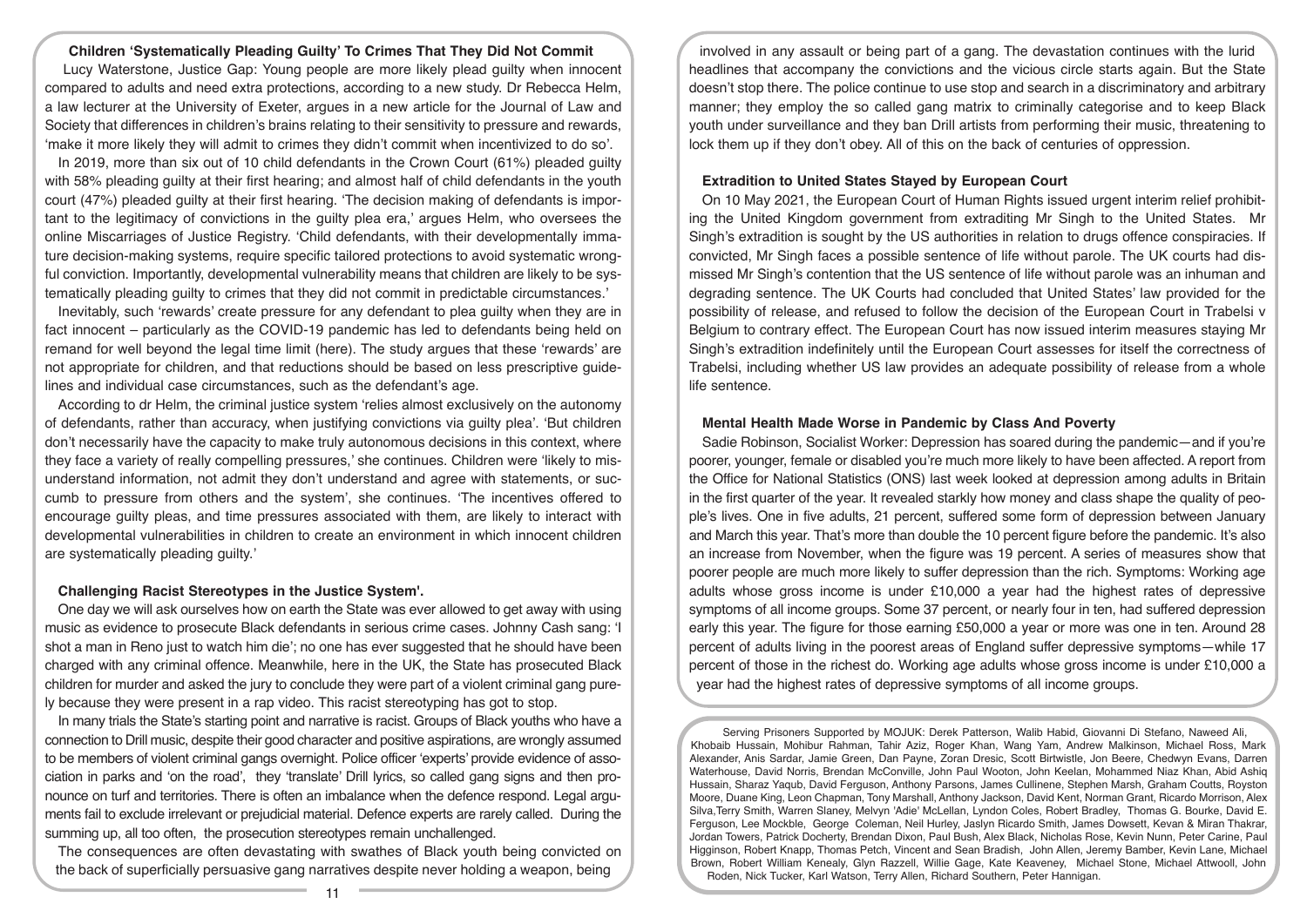### Children 'Systematically Pleading Guilty' To Crimes That They Did Not Commit

Lucy Waterstone, Justice Gap: Young people are more likely plead guilty when innocent compared to adults and need extra protections, according to a new study. Dr Rebecca Helm, a law lecturer at the University of Exeter, argues in a new article for the Journal of Law and Society that differences in children's brains relating to their sensitivity to pressure and rewards, 'make it more likely they will admit to crimes they didn't commit when incentivized to do so'.

In 2019, more than six out of 10 child defendants in the Crown Court (61%) pleaded guilty with 58% pleading guilty at their first hearing; and almost half of child defendants in the youth court (47%) pleaded guilty at their first hearing. 'The decision making of defendants is important to the legitimacy of convictions in the guilty plea era,' argues Helm, who oversees the online Miscarriages of Justice Registry. 'Child defendants, with their developmentally immature decision-making systems, require specific tailored protections to avoid systematic wrongful conviction. Importantly, developmental vulnerability means that children are likely to be systematically pleading guilty to crimes that they did not commit in predictable circumstances.'

Inevitably, such 'rewards' create pressure for any defendant to plea guilty when they are in fact innocent – particularly as the COVID-19 pandemic has led to defendants being held on remand for well beyond the legal time limit (here). The study argues that these 'rewards' are not appropriate for children, and that reductions should be based on less prescriptive guidelines and individual case circumstances, such as the defendant's age.

According to dr Helm, the criminal justice system 'relies almost exclusively on the autonomy of defendants, rather than accuracy, when justifying convictions via guilty plea'. 'But children don't necessarily have the capacity to make truly autonomous decisions in this context, where they face a variety of really compelling pressures,' she continues. Children were 'likely to misunderstand information, not admit they don't understand and agree with statements, or succumb to pressure from others and the system', she continues. 'The incentives offered to encourage guilty pleas, and time pressures associated with them, are likely to interact with developmental vulnerabilities in children to create an environment in which innocent children are systematically pleading guilty.'

### Challenging Racist Stereotypes in the Justice System'.

One day we will ask ourselves how on earth the State was ever allowed to get away with using music as evidence to prosecute Black defendants in serious crime cases. Johnny Cash sang: 'I shot a man in Reno just to watch him die'; no one has ever suggested that he should have been charged with any criminal offence. Meanwhile, here in the UK, the State has prosecuted Black children for murder and asked the jury to conclude they were part of a violent criminal gang purely because they were present in a rap video. This racist stereotyping has got to stop.

In many trials the State's starting point and narrative is racist. Groups of Black youths who have a connection to Drill music, despite their good character and positive aspirations, are wrongly assumed to be members of violent criminal gangs overnight. Police officer 'experts' provide evidence of association in parks and 'on the road', they 'translate' Drill lyrics, so called gang signs and then pronounce on turf and territories. There is often an imbalance when the defence respond. Legal arguments fail to exclude irrelevant or prejudicial material. Defence experts are rarely called. During the summing up, all too often, the prosecution stereotypes remain unchallenged.

The consequences are often devastating with swathes of Black youth being convicted on the back of superficially persuasive gang narratives despite never holding a weapon, being involved in any assault or being part of a gang. The devastation continues with the lurid headlines that accompany the convictions and the vicious circle starts again. But the State doesn't stop there. The police continue to use stop and search in a discriminatory and arbitrary manner; they employ the so called gang matrix to criminally categorise and to keep Black youth under surveillance and they ban Drill artists from performing their music, threatening to lock them up if they don't obey. All of this on the back of centuries of oppression.

### Extradition to United States Stayed by European Court

On 10 May 2021, the European Court of Human Rights issued urgent interim relief prohibiting the United Kingdom government from extraditing Mr Singh to the United States. Mr Singh's extradition is sought by the US authorities in relation to drugs offence conspiracies. If convicted, Mr Singh faces a possible sentence of life without parole. The UK courts had dismissed Mr Singh's contention that the US sentence of life without parole was an inhuman and degrading sentence. The UK Courts had concluded that United States' law provided for the possibility of release, and refused to follow the decision of the European Court in Trabelsi v Belgium to contrary effect. The European Court has now issued interim measures staying Mr Singh's extradition indefinitely until the European Court assesses for itself the correctness of Trabelsi, including whether US law provides an adequate possibility of release from a whole life sentence.

### Mental Health Made Worse in Pandemic by Class And Poverty

Sadie Robinson, Socialist Worker: Depression has soared during the pandemic—and if you're poorer, younger, female or disabled you're much more likely to have been affected. A report from the Office for National Statistics (ONS) last week looked at depression among adults in Britain in the first quarter of the year. It revealed starkly how money and class shape the quality of people's lives. One in five adults, 21 percent, suffered some form of depression between January and March this year. That's more than double the 10 percent figure before the pandemic. It's also an increase from November, when the figure was 19 percent. A series of measures show that poorer people are much more likely to suffer depression than the rich. Symptoms: Working age adults whose gross income is under £10,000 a year had the highest rates of depressive symptoms of all income groups. Some 37 percent, or nearly four in ten, had suffered depression early this year. The figure for those earning £50,000 a year or more was one in ten. Around 28 percent of adults living in the poorest areas of England suffer depressive symptoms—while 17 percent of those in the richest do. Working age adults whose gross income is under £10,000 a year had the highest rates of depressive symptoms of all income groups.

Serving Prisoners Supported by MOJUK: Derek Patterson, Walib Habid, Giovanni Di Stefano, Naweed Ali, Khobaib Hussain, Mohibur Rahman, Tahir Aziz, Roger Khan, Wang Yam, Andrew Malkinson, Michael Ross, Mark Alexander, Anis Sardar, Jamie Green, Dan Payne, Zoran Dresic, Scott Birtwistle, Jon Beere, Chedwyn Evans, Darren Waterhouse, David Norris, Brendan McConville, John Paul Wooton, John Keelan, Mohammed Niaz Khan, Abid Ashiq Hussain, Sharaz Yaqub, David Ferguson, Anthony Parsons, James Cullinene, Stephen Marsh, Graham Coutts, Royston Moore, Duane King, Leon Chapman, Tony Marshall, Anthony Jackson, David Kent, Norman Grant, Ricardo Morrison, Alex Silva,Terry Smith, Warren Slaney, Melvyn 'Adie' McLellan, Lyndon Coles, Robert Bradley, Thomas G. Bourke, David E. Ferguson, Lee Mockble, George Coleman, Neil Hurley, Jaslyn Ricardo Smith, James Dowsett, Kevan & Miran Thakrar, Jordan Towers, Patrick Docherty, Brendan Dixon, Paul Bush, Alex Black, Nicholas Rose, Kevin Nunn, Peter Carine, Paul Higginson, Robert Knapp, Thomas Petch, Vincent and Sean Bradish, John Allen, Jeremy Bamber, Kevin Lane, Michael Brown, Robert William Kenealy, Glyn Razzell, Willie Gage, Kate Keaveney, Michael Stone, Michael Attwooll, John Roden, Nick Tucker, Karl Watson, Terry Allen, Richard Southern, Peter Hannigan.